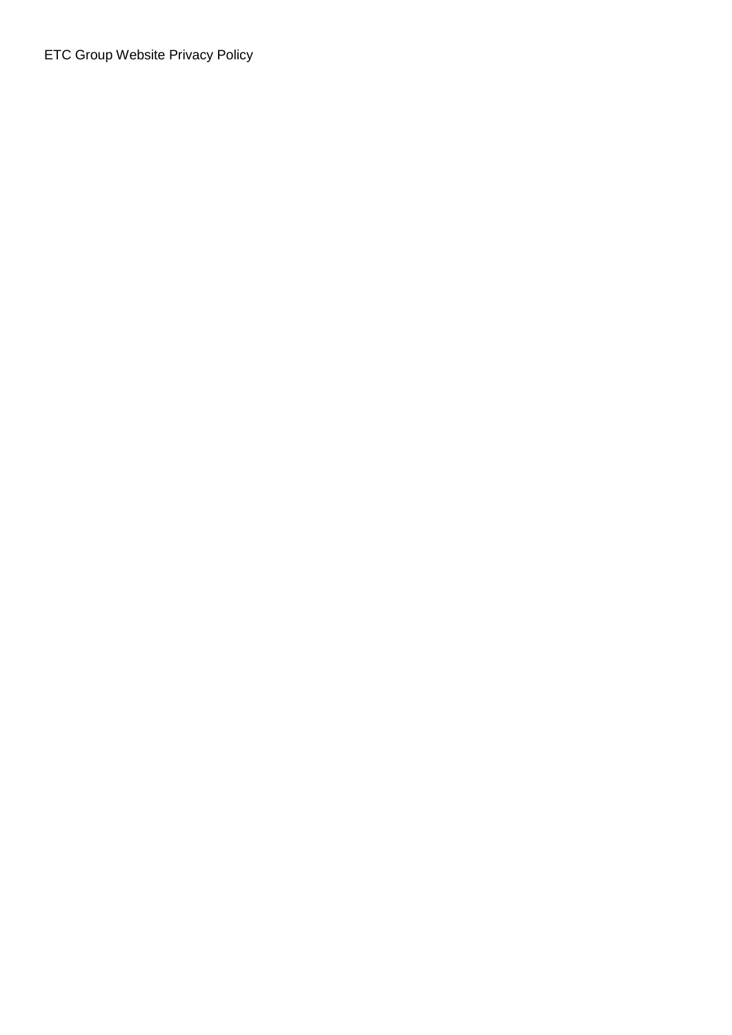ETC Group Website Privacy Policy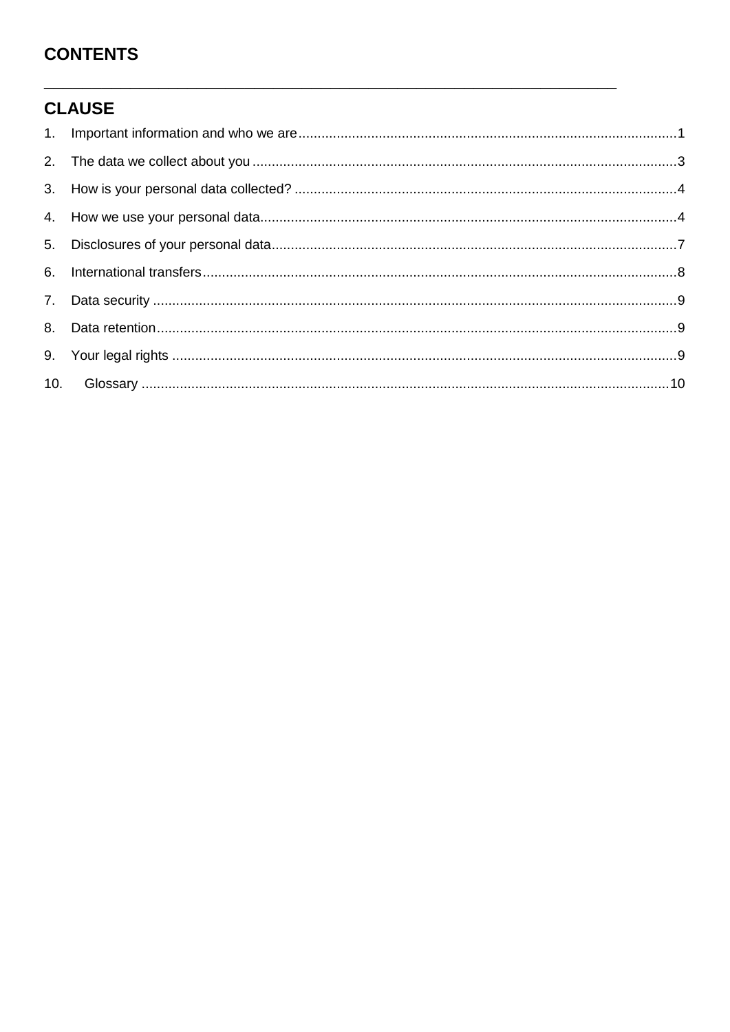# CONTENTS

---

## CLAUSE

1. Important information and who we are ..... 1
2. The data we collect about you ..... 3
3. How is your personal data collected? ..... 4
4. How we use your personal data ..... 4
5. Disclosures of your personal data ..... 7
6. International transfers ..... 8
7. Data security ..... 9
8. Data retention ..... 9
9. Your legal rights ..... 9
10. Glossary ..... 10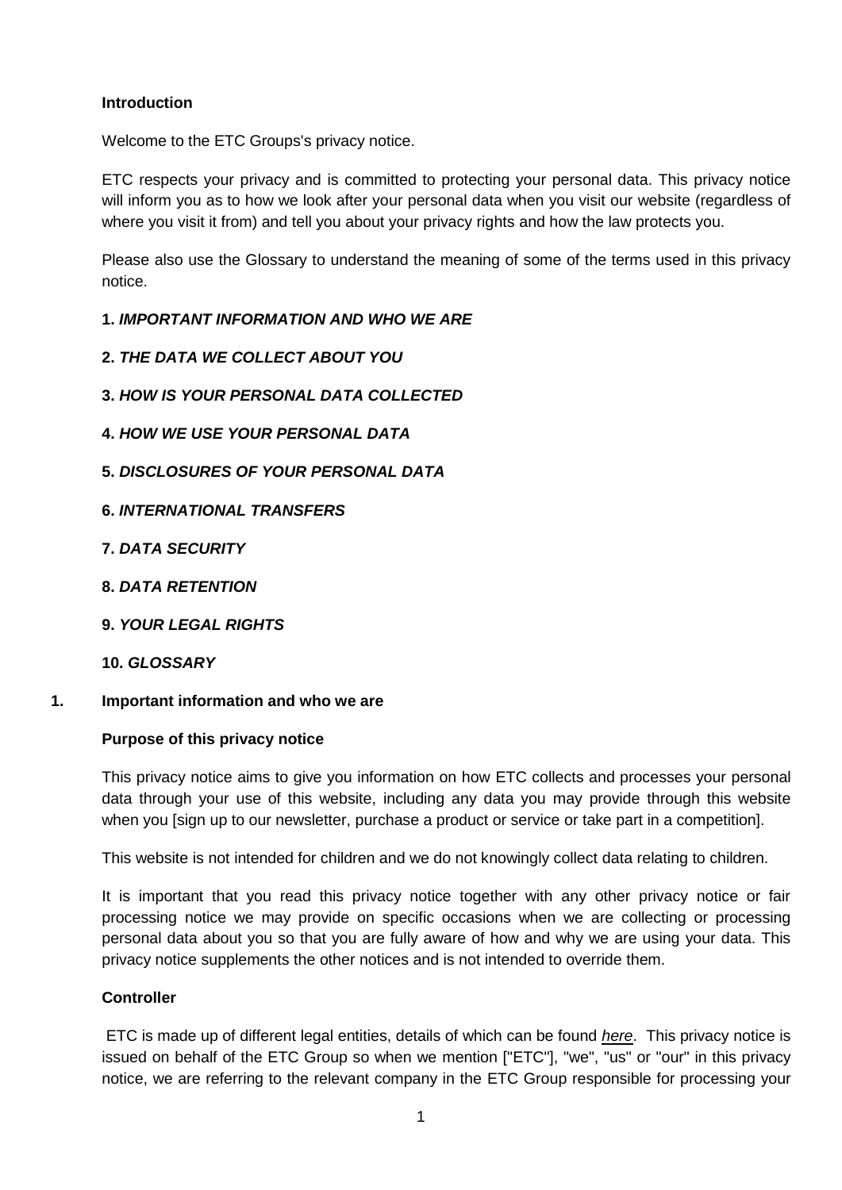**Introduction**

Welcome to the ETC Groups's privacy notice.

ETC respects your privacy and is committed to protecting your personal data. This privacy notice will inform you as to how we look after your personal data when you visit our website (regardless of where you visit it from) and tell you about your privacy rights and how the law protects you.

Please also use the Glossary to understand the meaning of some of the terms used in this privacy notice.

**1. *IMPORTANT INFORMATION AND WHO WE ARE***

**2. *THE DATA WE COLLECT ABOUT YOU***

**3. *HOW IS YOUR PERSONAL DATA COLLECTED***

**4. *HOW WE USE YOUR PERSONAL DATA***

**5. *DISCLOSURES OF YOUR PERSONAL DATA***

**6. *INTERNATIONAL TRANSFERS***

**7. *DATA SECURITY***

**8. *DATA RETENTION***

**9. *YOUR LEGAL RIGHTS***

**10. *GLOSSARY***

## 1. Important information and who we are

### Purpose of this privacy notice

This privacy notice aims to give you information on how ETC collects and processes your personal data through your use of this website, including any data you may provide through this website when you [sign up to our newsletter, purchase a product or service or take part in a competition].

This website is not intended for children and we do not knowingly collect data relating to children.

It is important that you read this privacy notice together with any other privacy notice or fair processing notice we may provide on specific occasions when we are collecting or processing personal data about you so that you are fully aware of how and why we are using your data. This privacy notice supplements the other notices and is not intended to override them.

### Controller

ETC is made up of different legal entities, details of which can be found *here*. This privacy notice is issued on behalf of the ETC Group so when we mention ["ETC"], "we", "us" or "our" in this privacy notice, we are referring to the relevant company in the ETC Group responsible for processing your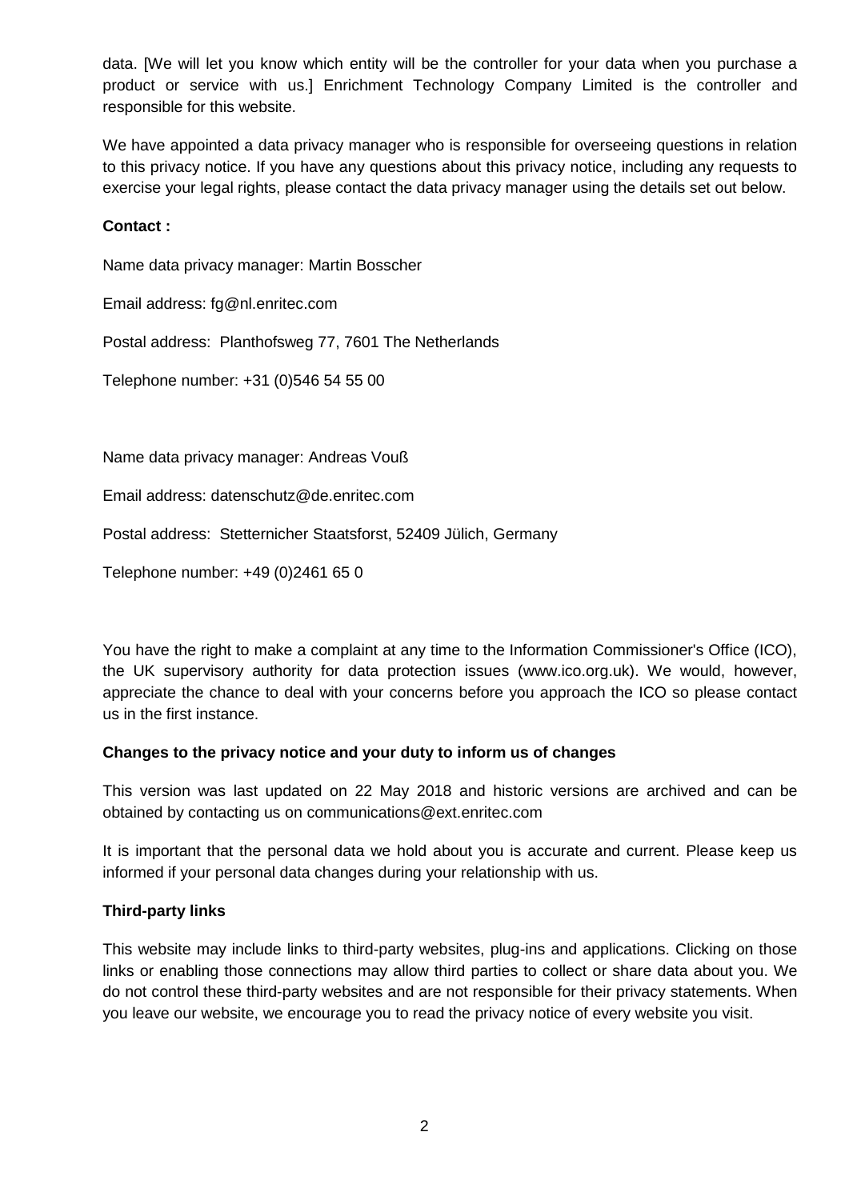data. [We will let you know which entity will be the controller for your data when you purchase a product or service with us.] Enrichment Technology Company Limited is the controller and responsible for this website.

We have appointed a data privacy manager who is responsible for overseeing questions in relation to this privacy notice. If you have any questions about this privacy notice, including any requests to exercise your legal rights, please contact the data privacy manager using the details set out below.

**Contact :**

Name data privacy manager: Martin Bosscher

Email address: fg@nl.enritec.com

Postal address: Planthofsweg 77, 7601 The Netherlands

Telephone number: +31 (0)546 54 55 00

Name data privacy manager: Andreas Vouß

Email address: datenschutz@de.enritec.com

Postal address: Stetternicher Staatsforst, 52409 Jülich, Germany

Telephone number: +49 (0)2461 65 0

You have the right to make a complaint at any time to the Information Commissioner's Office (ICO), the UK supervisory authority for data protection issues (www.ico.org.uk). We would, however, appreciate the chance to deal with your concerns before you approach the ICO so please contact us in the first instance.

**Changes to the privacy notice and your duty to inform us of changes**

This version was last updated on 22 May 2018 and historic versions are archived and can be obtained by contacting us on communications@ext.enritec.com

It is important that the personal data we hold about you is accurate and current. Please keep us informed if your personal data changes during your relationship with us.

**Third-party links**

This website may include links to third-party websites, plug-ins and applications. Clicking on those links or enabling those connections may allow third parties to collect or share data about you. We do not control these third-party websites and are not responsible for their privacy statements. When you leave our website, we encourage you to read the privacy notice of every website you visit.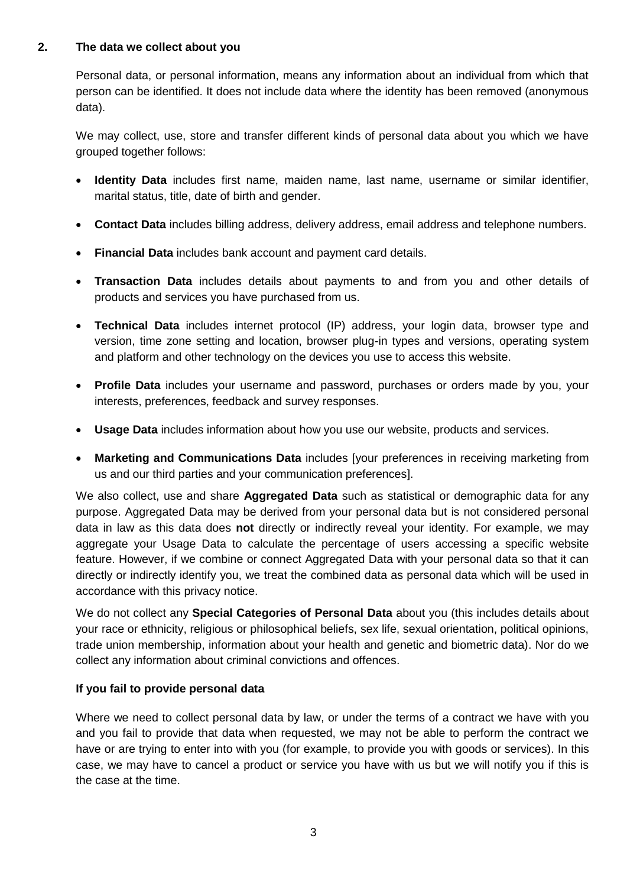## 2. The data we collect about you

Personal data, or personal information, means any information about an individual from which that person can be identified. It does not include data where the identity has been removed (anonymous data).

We may collect, use, store and transfer different kinds of personal data about you which we have grouped together follows:

- **Identity Data** includes first name, maiden name, last name, username or similar identifier, marital status, title, date of birth and gender.
- **Contact Data** includes billing address, delivery address, email address and telephone numbers.
- **Financial Data** includes bank account and payment card details.
- **Transaction Data** includes details about payments to and from you and other details of products and services you have purchased from us.
- **Technical Data** includes internet protocol (IP) address, your login data, browser type and version, time zone setting and location, browser plug-in types and versions, operating system and platform and other technology on the devices you use to access this website.
- **Profile Data** includes your username and password, purchases or orders made by you, your interests, preferences, feedback and survey responses.
- **Usage Data** includes information about how you use our website, products and services.
- **Marketing and Communications Data** includes [your preferences in receiving marketing from us and our third parties and your communication preferences].

We also collect, use and share **Aggregated Data** such as statistical or demographic data for any purpose. Aggregated Data may be derived from your personal data but is not considered personal data in law as this data does **not** directly or indirectly reveal your identity. For example, we may aggregate your Usage Data to calculate the percentage of users accessing a specific website feature. However, if we combine or connect Aggregated Data with your personal data so that it can directly or indirectly identify you, we treat the combined data as personal data which will be used in accordance with this privacy notice.

We do not collect any **Special Categories of Personal Data** about you (this includes details about your race or ethnicity, religious or philosophical beliefs, sex life, sexual orientation, political opinions, trade union membership, information about your health and genetic and biometric data). Nor do we collect any information about criminal convictions and offences.

**If you fail to provide personal data**

Where we need to collect personal data by law, or under the terms of a contract we have with you and you fail to provide that data when requested, we may not be able to perform the contract we have or are trying to enter into with you (for example, to provide you with goods or services). In this case, we may have to cancel a product or service you have with us but we will notify you if this is the case at the time.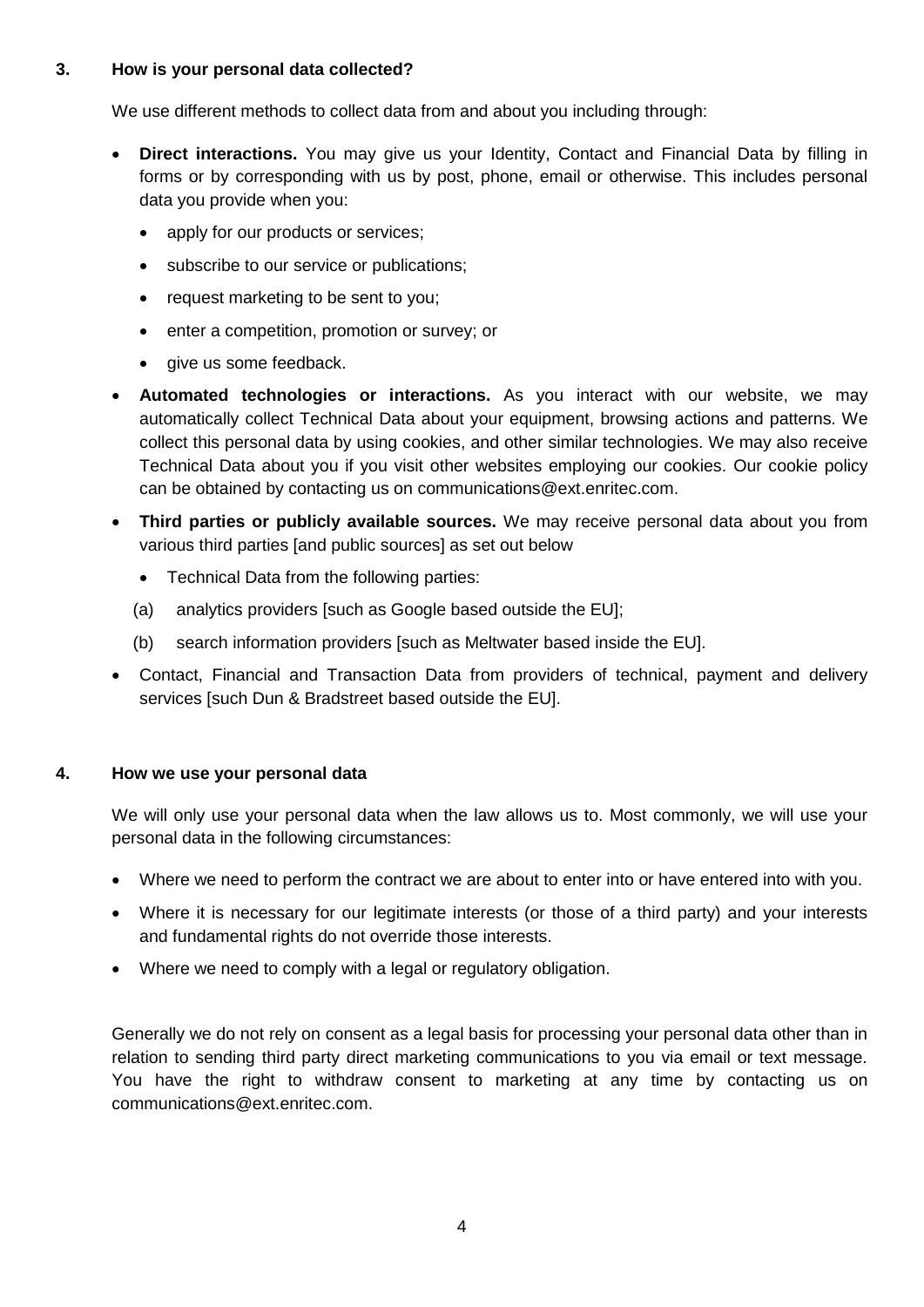## 3. How is your personal data collected?

We use different methods to collect data from and about you including through:

- **Direct interactions.** You may give us your Identity, Contact and Financial Data by filling in forms or by corresponding with us by post, phone, email or otherwise. This includes personal data you provide when you:
  - apply for our products or services;
  - subscribe to our service or publications;
  - request marketing to be sent to you;
  - enter a competition, promotion or survey; or
  - give us some feedback.
- **Automated technologies or interactions.** As you interact with our website, we may automatically collect Technical Data about your equipment, browsing actions and patterns. We collect this personal data by using cookies, and other similar technologies. We may also receive Technical Data about you if you visit other websites employing our cookies. Our cookie policy can be obtained by contacting us on communications@ext.enritec.com.
- **Third parties or publicly available sources.** We may receive personal data about you from various third parties [and public sources] as set out below
  - Technical Data from the following parties:

    (a) analytics providers [such as Google based outside the EU];

    (b) search information providers [such as Meltwater based inside the EU].
- Contact, Financial and Transaction Data from providers of technical, payment and delivery services [such Dun & Bradstreet based outside the EU].

## 4. How we use your personal data

We will only use your personal data when the law allows us to. Most commonly, we will use your personal data in the following circumstances:

- Where we need to perform the contract we are about to enter into or have entered into with you.
- Where it is necessary for our legitimate interests (or those of a third party) and your interests and fundamental rights do not override those interests.
- Where we need to comply with a legal or regulatory obligation.

Generally we do not rely on consent as a legal basis for processing your personal data other than in relation to sending third party direct marketing communications to you via email or text message. You have the right to withdraw consent to marketing at any time by contacting us on communications@ext.enritec.com.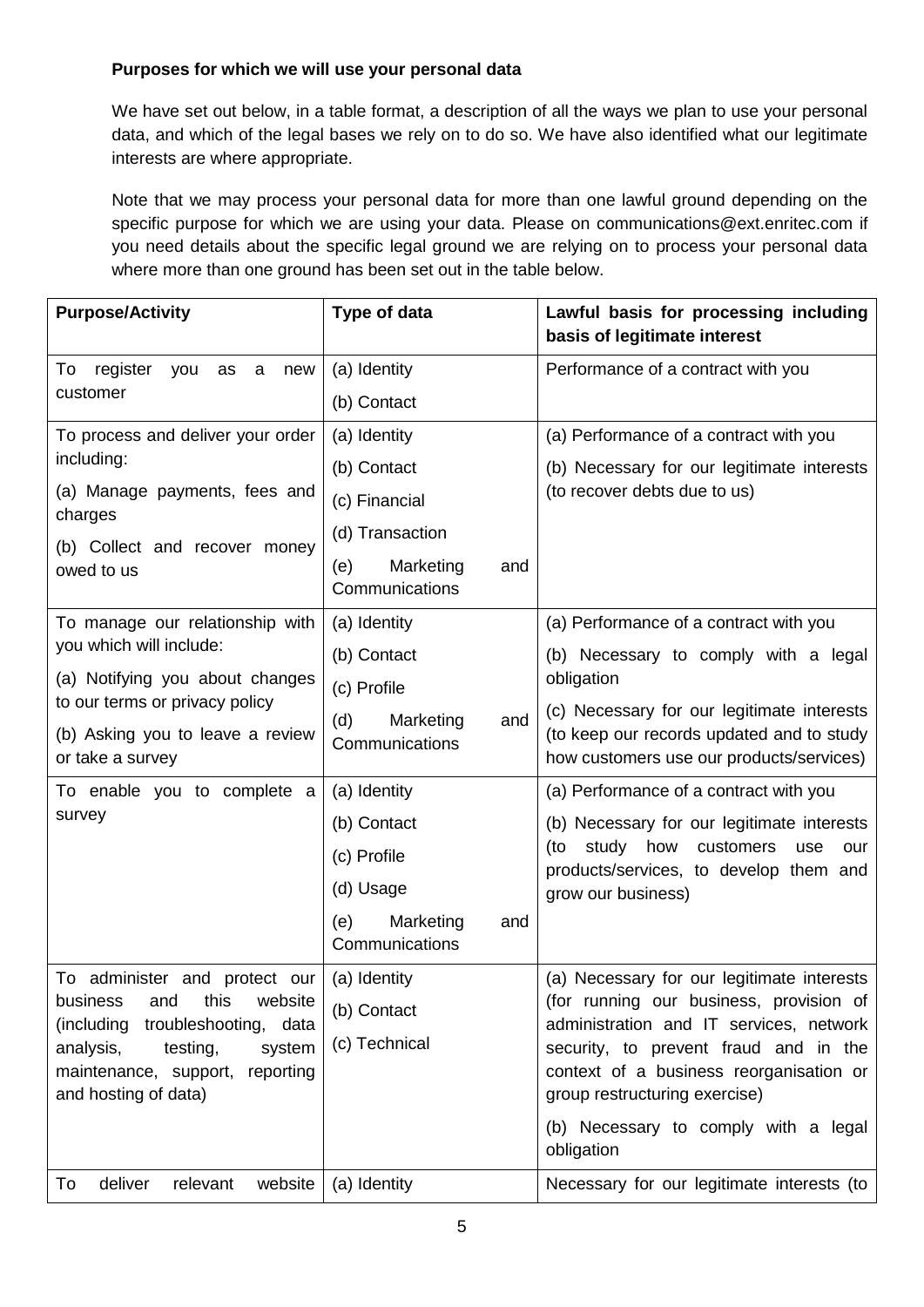**Purposes for which we will use your personal data**

We have set out below, in a table format, a description of all the ways we plan to use your personal data, and which of the legal bases we rely on to do so. We have also identified what our legitimate interests are where appropriate.

Note that we may process your personal data for more than one lawful ground depending on the specific purpose for which we are using your data. Please on communications@ext.enritec.com if you need details about the specific legal ground we are relying on to process your personal data where more than one ground has been set out in the table below.

| Purpose/Activity | Type of data | Lawful basis for processing including basis of legitimate interest |
|---|---|---|
| To register you as a new customer | (a) Identity<br>(b) Contact | Performance of a contract with you |
| To process and deliver your order including:<br>(a) Manage payments, fees and charges<br>(b) Collect and recover money owed to us | (a) Identity<br>(b) Contact<br>(c) Financial<br>(d) Transaction<br>(e) Marketing and Communications | (a) Performance of a contract with you<br>(b) Necessary for our legitimate interests (to recover debts due to us) |
| To manage our relationship with you which will include:<br>(a) Notifying you about changes to our terms or privacy policy<br>(b) Asking you to leave a review or take a survey | (a) Identity<br>(b) Contact<br>(c) Profile<br>(d) Marketing and Communications | (a) Performance of a contract with you<br>(b) Necessary to comply with a legal obligation<br>(c) Necessary for our legitimate interests (to keep our records updated and to study how customers use our products/services) |
| To enable you to complete a survey | (a) Identity<br>(b) Contact<br>(c) Profile<br>(d) Usage<br>(e) Marketing and Communications | (a) Performance of a contract with you<br>(b) Necessary for our legitimate interests (to study how customers use our products/services, to develop them and grow our business) |
| To administer and protect our business and this website (including troubleshooting, data analysis, testing, system maintenance, support, reporting and hosting of data) | (a) Identity<br>(b) Contact<br>(c) Technical | (a) Necessary for our legitimate interests (for running our business, provision of administration and IT services, network security, to prevent fraud and in the context of a business reorganisation or group restructuring exercise)<br>(b) Necessary to comply with a legal obligation |
| To deliver relevant website | (a) Identity | Necessary for our legitimate interests (to |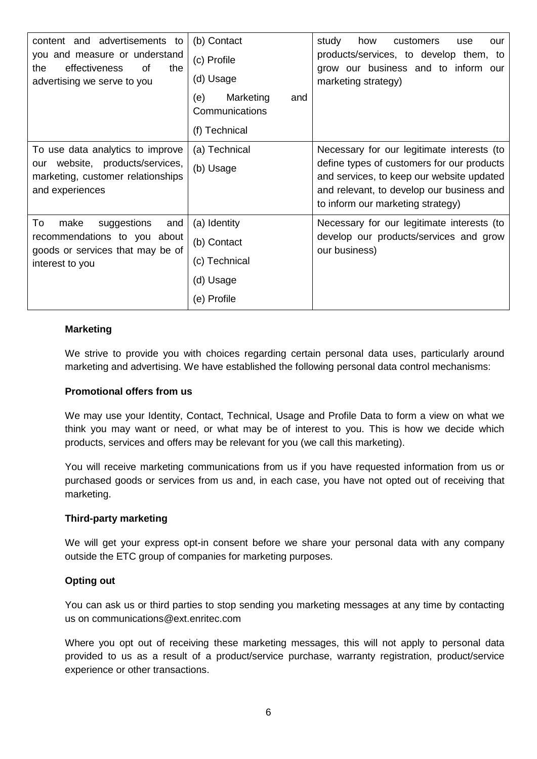| content and advertisements to you and measure or understand the effectiveness of the advertising we serve to you | (b) Contact<br>(c) Profile<br>(d) Usage<br>(e) Marketing and Communications<br>(f) Technical | study how customers use our products/services, to develop them, to grow our business and to inform our marketing strategy) |
|---|---|---|
| To use data analytics to improve our website, products/services, marketing, customer relationships and experiences | (a) Technical<br>(b) Usage | Necessary for our legitimate interests (to define types of customers for our products and services, to keep our website updated and relevant, to develop our business and to inform our marketing strategy) |
| To make suggestions and recommendations to you about goods or services that may be of interest to you | (a) Identity<br>(b) Contact<br>(c) Technical<br>(d) Usage<br>(e) Profile | Necessary for our legitimate interests (to develop our products/services and grow our business) |

**Marketing**

We strive to provide you with choices regarding certain personal data uses, particularly around marketing and advertising. We have established the following personal data control mechanisms:

**Promotional offers from us**

We may use your Identity, Contact, Technical, Usage and Profile Data to form a view on what we think you may want or need, or what may be of interest to you. This is how we decide which products, services and offers may be relevant for you (we call this marketing).

You will receive marketing communications from us if you have requested information from us or purchased goods or services from us and, in each case, you have not opted out of receiving that marketing.

**Third-party marketing**

We will get your express opt-in consent before we share your personal data with any company outside the ETC group of companies for marketing purposes.

**Opting out**

You can ask us or third parties to stop sending you marketing messages at any time by contacting us on communications@ext.enritec.com

Where you opt out of receiving these marketing messages, this will not apply to personal data provided to us as a result of a product/service purchase, warranty registration, product/service experience or other transactions.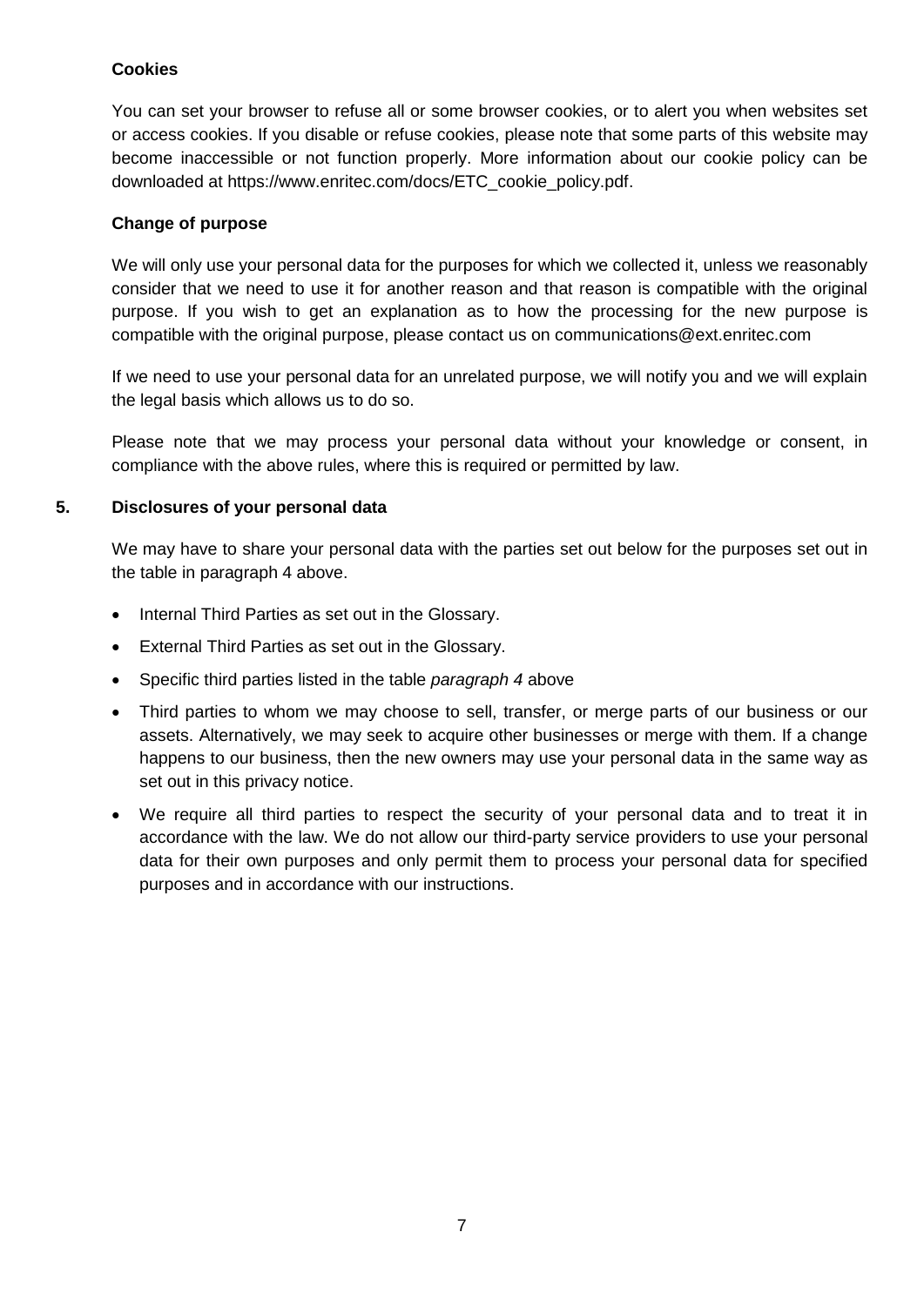**Cookies**

You can set your browser to refuse all or some browser cookies, or to alert you when websites set or access cookies. If you disable or refuse cookies, please note that some parts of this website may become inaccessible or not function properly. More information about our cookie policy can be downloaded at https://www.enritec.com/docs/ETC_cookie_policy.pdf.

**Change of purpose**

We will only use your personal data for the purposes for which we collected it, unless we reasonably consider that we need to use it for another reason and that reason is compatible with the original purpose. If you wish to get an explanation as to how the processing for the new purpose is compatible with the original purpose, please contact us on communications@ext.enritec.com

If we need to use your personal data for an unrelated purpose, we will notify you and we will explain the legal basis which allows us to do so.

Please note that we may process your personal data without your knowledge or consent, in compliance with the above rules, where this is required or permitted by law.

## 5. Disclosures of your personal data

We may have to share your personal data with the parties set out below for the purposes set out in the table in paragraph 4 above.

- Internal Third Parties as set out in the Glossary.
- External Third Parties as set out in the Glossary.
- Specific third parties listed in the table *paragraph 4* above
- Third parties to whom we may choose to sell, transfer, or merge parts of our business or our assets. Alternatively, we may seek to acquire other businesses or merge with them. If a change happens to our business, then the new owners may use your personal data in the same way as set out in this privacy notice.
- We require all third parties to respect the security of your personal data and to treat it in accordance with the law. We do not allow our third-party service providers to use your personal data for their own purposes and only permit them to process your personal data for specified purposes and in accordance with our instructions.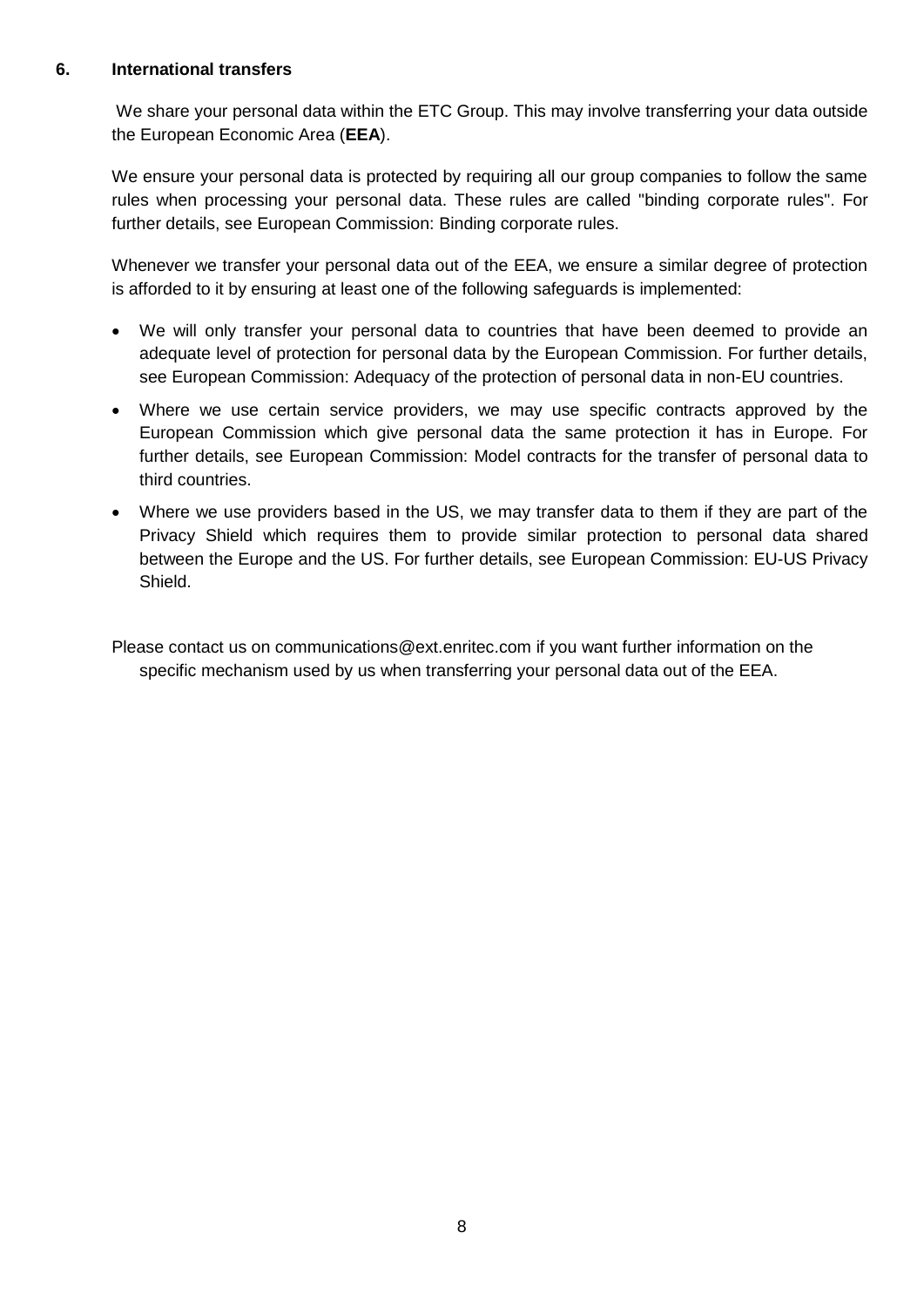## 6. International transfers

We share your personal data within the ETC Group. This may involve transferring your data outside the European Economic Area (**EEA**).

We ensure your personal data is protected by requiring all our group companies to follow the same rules when processing your personal data. These rules are called "binding corporate rules". For further details, see European Commission: Binding corporate rules.

Whenever we transfer your personal data out of the EEA, we ensure a similar degree of protection is afforded to it by ensuring at least one of the following safeguards is implemented:

- We will only transfer your personal data to countries that have been deemed to provide an adequate level of protection for personal data by the European Commission. For further details, see European Commission: Adequacy of the protection of personal data in non-EU countries.
- Where we use certain service providers, we may use specific contracts approved by the European Commission which give personal data the same protection it has in Europe. For further details, see European Commission: Model contracts for the transfer of personal data to third countries.
- Where we use providers based in the US, we may transfer data to them if they are part of the Privacy Shield which requires them to provide similar protection to personal data shared between the Europe and the US. For further details, see European Commission: EU-US Privacy Shield.

Please contact us on communications@ext.enritec.com if you want further information on the specific mechanism used by us when transferring your personal data out of the EEA.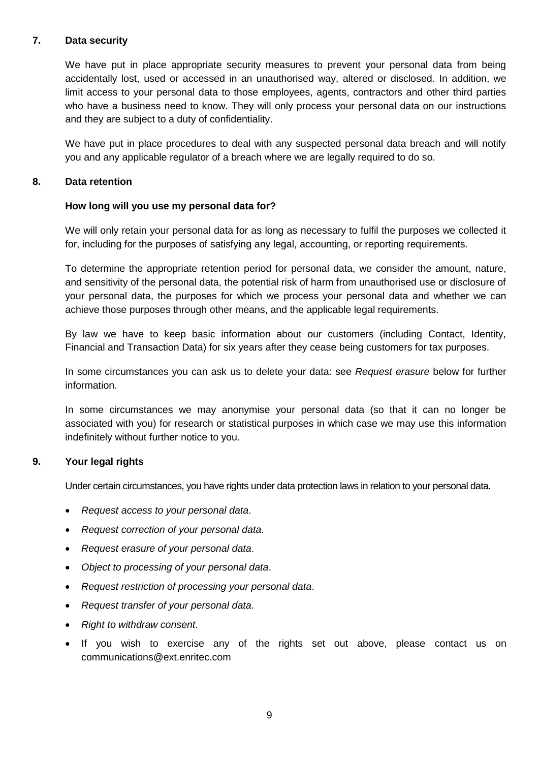## 7. Data security

We have put in place appropriate security measures to prevent your personal data from being accidentally lost, used or accessed in an unauthorised way, altered or disclosed. In addition, we limit access to your personal data to those employees, agents, contractors and other third parties who have a business need to know. They will only process your personal data on our instructions and they are subject to a duty of confidentiality.

We have put in place procedures to deal with any suspected personal data breach and will notify you and any applicable regulator of a breach where we are legally required to do so.

## 8. Data retention

### How long will you use my personal data for?

We will only retain your personal data for as long as necessary to fulfil the purposes we collected it for, including for the purposes of satisfying any legal, accounting, or reporting requirements.

To determine the appropriate retention period for personal data, we consider the amount, nature, and sensitivity of the personal data, the potential risk of harm from unauthorised use or disclosure of your personal data, the purposes for which we process your personal data and whether we can achieve those purposes through other means, and the applicable legal requirements.

By law we have to keep basic information about our customers (including Contact, Identity, Financial and Transaction Data) for six years after they cease being customers for tax purposes.

In some circumstances you can ask us to delete your data: see *Request erasure* below for further information.

In some circumstances we may anonymise your personal data (so that it can no longer be associated with you) for research or statistical purposes in which case we may use this information indefinitely without further notice to you.

## 9. Your legal rights

Under certain circumstances, you have rights under data protection laws in relation to your personal data.

- *Request access to your personal data*.
- *Request correction of your personal data*.
- *Request erasure of your personal data*.
- *Object to processing of your personal data*.
- *Request restriction of processing your personal data*.
- *Request transfer of your personal data*.
- *Right to withdraw consent*.
- If you wish to exercise any of the rights set out above, please contact us on communications@ext.enritec.com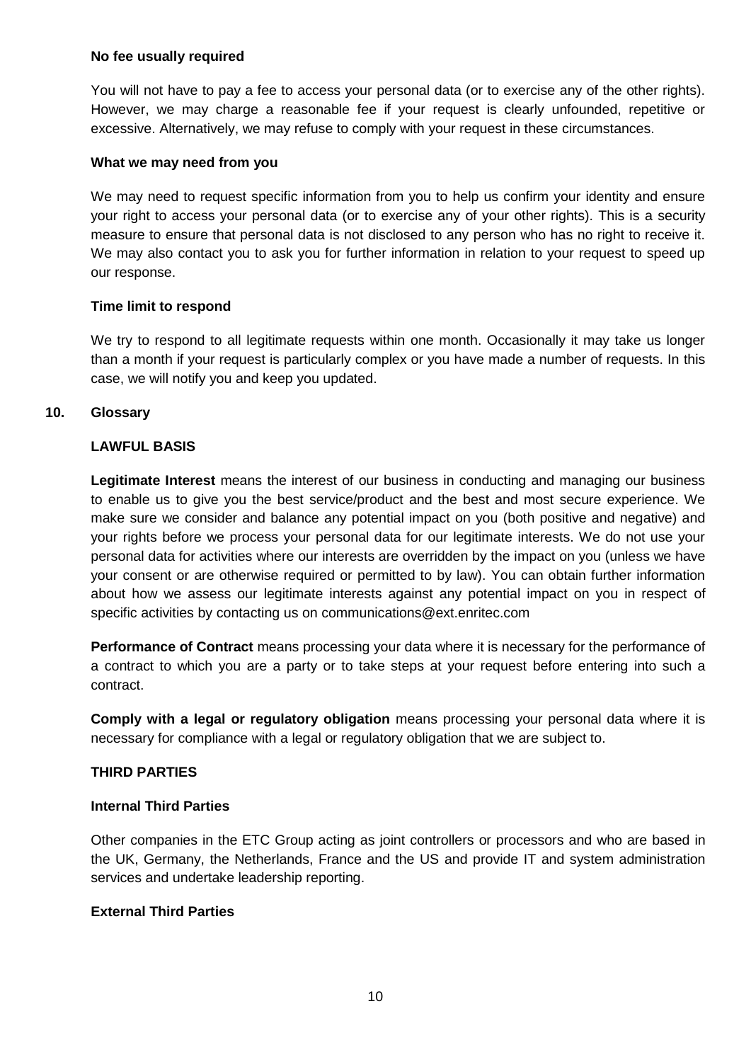**No fee usually required**

You will not have to pay a fee to access your personal data (or to exercise any of the other rights). However, we may charge a reasonable fee if your request is clearly unfounded, repetitive or excessive. Alternatively, we may refuse to comply with your request in these circumstances.

**What we may need from you**

We may need to request specific information from you to help us confirm your identity and ensure your right to access your personal data (or to exercise any of your other rights). This is a security measure to ensure that personal data is not disclosed to any person who has no right to receive it. We may also contact you to ask you for further information in relation to your request to speed up our response.

**Time limit to respond**

We try to respond to all legitimate requests within one month. Occasionally it may take us longer than a month if your request is particularly complex or you have made a number of requests. In this case, we will notify you and keep you updated.

## 10. Glossary

**LAWFUL BASIS**

**Legitimate Interest** means the interest of our business in conducting and managing our business to enable us to give you the best service/product and the best and most secure experience. We make sure we consider and balance any potential impact on you (both positive and negative) and your rights before we process your personal data for our legitimate interests. We do not use your personal data for activities where our interests are overridden by the impact on you (unless we have your consent or are otherwise required or permitted to by law). You can obtain further information about how we assess our legitimate interests against any potential impact on you in respect of specific activities by contacting us on communications@ext.enritec.com

**Performance of Contract** means processing your data where it is necessary for the performance of a contract to which you are a party or to take steps at your request before entering into such a contract.

**Comply with a legal or regulatory obligation** means processing your personal data where it is necessary for compliance with a legal or regulatory obligation that we are subject to.

**THIRD PARTIES**

**Internal Third Parties**

Other companies in the ETC Group acting as joint controllers or processors and who are based in the UK, Germany, the Netherlands, France and the US and provide IT and system administration services and undertake leadership reporting.

**External Third Parties**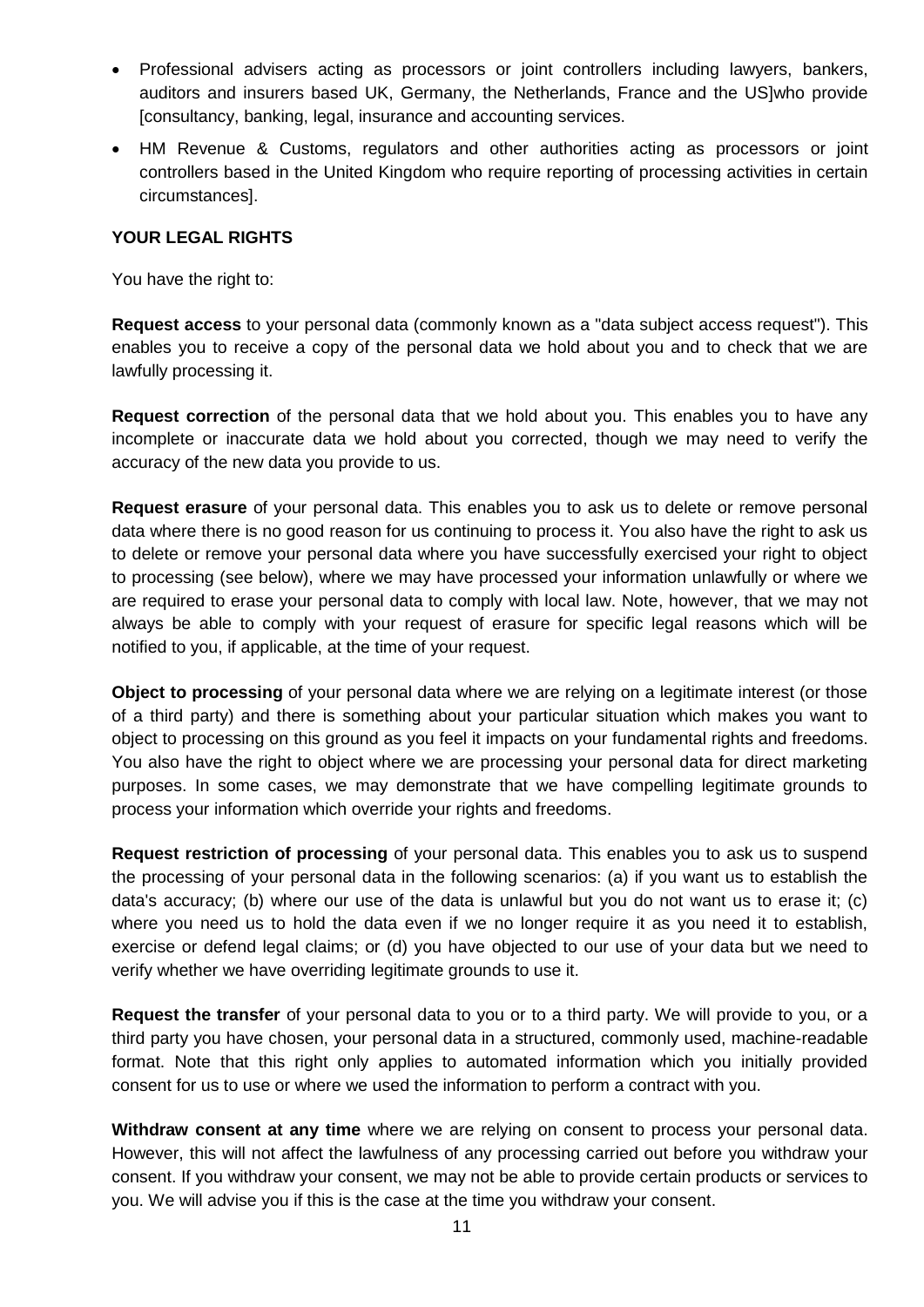- Professional advisers acting as processors or joint controllers including lawyers, bankers, auditors and insurers based UK, Germany, the Netherlands, France and the US]who provide [consultancy, banking, legal, insurance and accounting services.
- HM Revenue & Customs, regulators and other authorities acting as processors or joint controllers based in the United Kingdom who require reporting of processing activities in certain circumstances].

**YOUR LEGAL RIGHTS**

You have the right to:

**Request access** to your personal data (commonly known as a "data subject access request"). This enables you to receive a copy of the personal data we hold about you and to check that we are lawfully processing it.

**Request correction** of the personal data that we hold about you. This enables you to have any incomplete or inaccurate data we hold about you corrected, though we may need to verify the accuracy of the new data you provide to us.

**Request erasure** of your personal data. This enables you to ask us to delete or remove personal data where there is no good reason for us continuing to process it. You also have the right to ask us to delete or remove your personal data where you have successfully exercised your right to object to processing (see below), where we may have processed your information unlawfully or where we are required to erase your personal data to comply with local law. Note, however, that we may not always be able to comply with your request of erasure for specific legal reasons which will be notified to you, if applicable, at the time of your request.

**Object to processing** of your personal data where we are relying on a legitimate interest (or those of a third party) and there is something about your particular situation which makes you want to object to processing on this ground as you feel it impacts on your fundamental rights and freedoms. You also have the right to object where we are processing your personal data for direct marketing purposes. In some cases, we may demonstrate that we have compelling legitimate grounds to process your information which override your rights and freedoms.

**Request restriction of processing** of your personal data. This enables you to ask us to suspend the processing of your personal data in the following scenarios: (a) if you want us to establish the data's accuracy; (b) where our use of the data is unlawful but you do not want us to erase it; (c) where you need us to hold the data even if we no longer require it as you need it to establish, exercise or defend legal claims; or (d) you have objected to our use of your data but we need to verify whether we have overriding legitimate grounds to use it.

**Request the transfer** of your personal data to you or to a third party. We will provide to you, or a third party you have chosen, your personal data in a structured, commonly used, machine-readable format. Note that this right only applies to automated information which you initially provided consent for us to use or where we used the information to perform a contract with you.

**Withdraw consent at any time** where we are relying on consent to process your personal data. However, this will not affect the lawfulness of any processing carried out before you withdraw your consent. If you withdraw your consent, we may not be able to provide certain products or services to you. We will advise you if this is the case at the time you withdraw your consent.